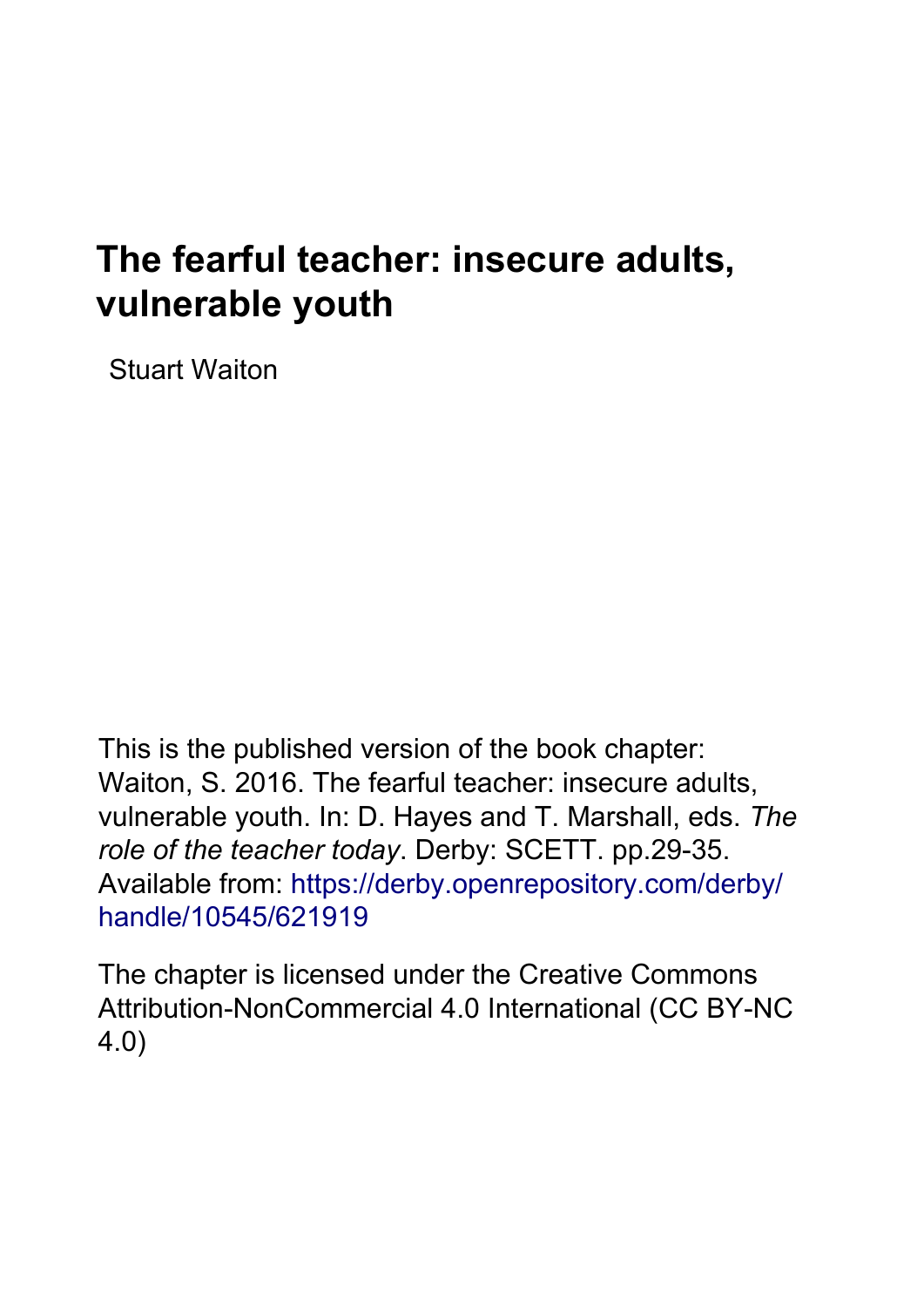# The fearful teacher: insecure adults, vulnerable youth

Stuart Waiton

This is the published version of the book chapter: Waiton, S. 2016. The fearful teacher: insecure adults, vulnerable youth. In: D. Hayes and T. Marshall, eds. *The role of the teacher today*. Derby: SCETT. pp.29-35. Available from: https://derby.openrepository.com/derby/handle/10545/621919

The chapter is licensed under the Creative Commons Attribution-NonCommercial 4.0 International (CC BY-NC 4.0)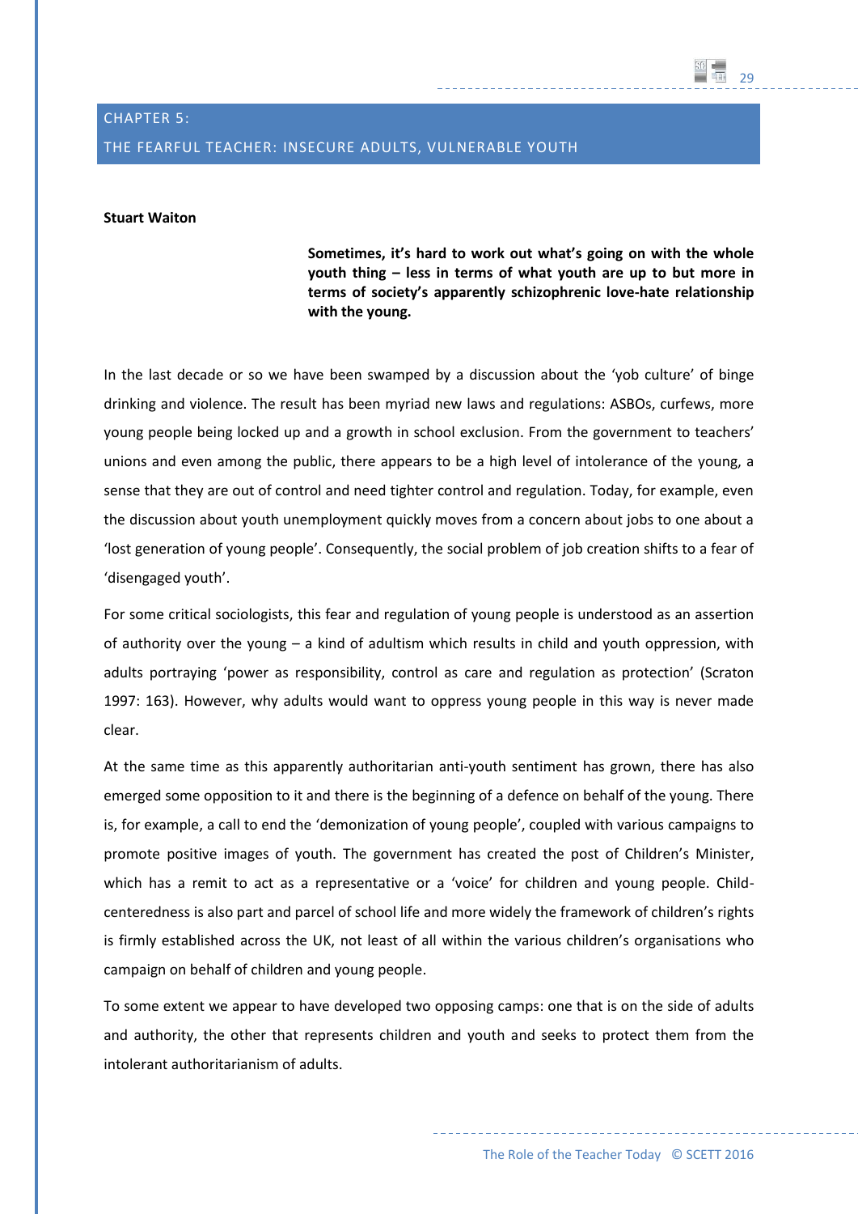## CHAPTER 5: THE FEARFUL TEACHER: INSECURE ADULTS, VULNERABLE YOUTH

**Stuart Waiton**

> **Sometimes, it's hard to work out what's going on with the whole youth thing – less in terms of what youth are up to but more in terms of society's apparently schizophrenic love-hate relationship with the young.**

In the last decade or so we have been swamped by a discussion about the 'yob culture' of binge drinking and violence. The result has been myriad new laws and regulations: ASBOs, curfews, more young people being locked up and a growth in school exclusion. From the government to teachers' unions and even among the public, there appears to be a high level of intolerance of the young, a sense that they are out of control and need tighter control and regulation. Today, for example, even the discussion about youth unemployment quickly moves from a concern about jobs to one about a 'lost generation of young people'. Consequently, the social problem of job creation shifts to a fear of 'disengaged youth'.

For some critical sociologists, this fear and regulation of young people is understood as an assertion of authority over the young – a kind of adultism which results in child and youth oppression, with adults portraying 'power as responsibility, control as care and regulation as protection' (Scraton 1997: 163). However, why adults would want to oppress young people in this way is never made clear.

At the same time as this apparently authoritarian anti-youth sentiment has grown, there has also emerged some opposition to it and there is the beginning of a defence on behalf of the young. There is, for example, a call to end the 'demonization of young people', coupled with various campaigns to promote positive images of youth. The government has created the post of Children's Minister, which has a remit to act as a representative or a 'voice' for children and young people. Child-centeredness is also part and parcel of school life and more widely the framework of children's rights is firmly established across the UK, not least of all within the various children's organisations who campaign on behalf of children and young people.

To some extent we appear to have developed two opposing camps: one that is on the side of adults and authority, the other that represents children and youth and seeks to protect them from the intolerant authoritarianism of adults.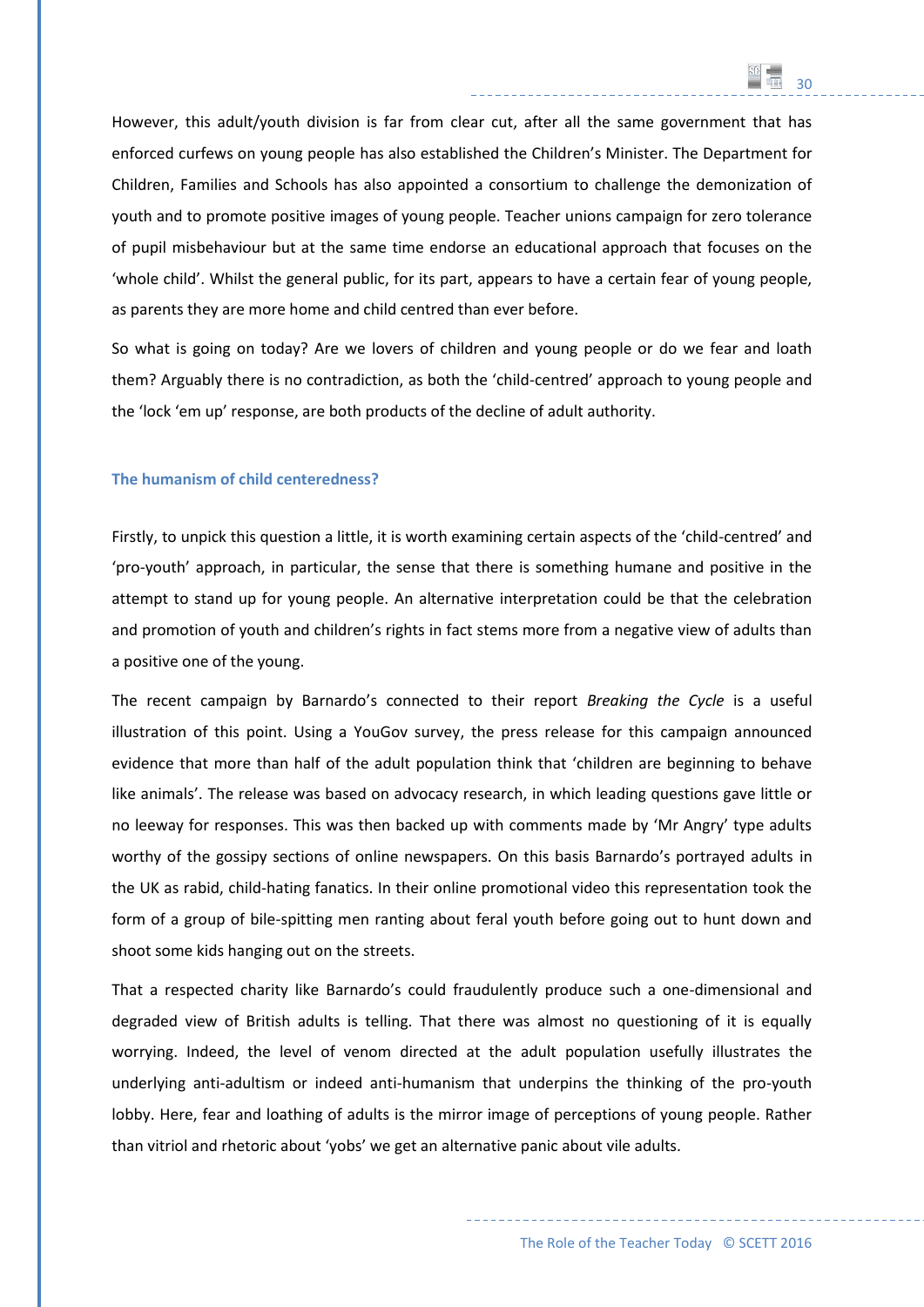However, this adult/youth division is far from clear cut, after all the same government that has enforced curfews on young people has also established the Children's Minister. The Department for Children, Families and Schools has also appointed a consortium to challenge the demonization of youth and to promote positive images of young people. Teacher unions campaign for zero tolerance of pupil misbehaviour but at the same time endorse an educational approach that focuses on the 'whole child'. Whilst the general public, for its part, appears to have a certain fear of young people, as parents they are more home and child centred than ever before.

So what is going on today? Are we lovers of children and young people or do we fear and loath them? Arguably there is no contradiction, as both the 'child-centred' approach to young people and the 'lock 'em up' response, are both products of the decline of adult authority.

### The humanism of child centeredness?

Firstly, to unpick this question a little, it is worth examining certain aspects of the 'child-centred' and 'pro-youth' approach, in particular, the sense that there is something humane and positive in the attempt to stand up for young people. An alternative interpretation could be that the celebration and promotion of youth and children's rights in fact stems more from a negative view of adults than a positive one of the young.

The recent campaign by Barnardo's connected to their report *Breaking the Cycle* is a useful illustration of this point. Using a YouGov survey, the press release for this campaign announced evidence that more than half of the adult population think that 'children are beginning to behave like animals'. The release was based on advocacy research, in which leading questions gave little or no leeway for responses. This was then backed up with comments made by 'Mr Angry' type adults worthy of the gossipy sections of online newspapers. On this basis Barnardo's portrayed adults in the UK as rabid, child-hating fanatics. In their online promotional video this representation took the form of a group of bile-spitting men ranting about feral youth before going out to hunt down and shoot some kids hanging out on the streets.

That a respected charity like Barnardo's could fraudulently produce such a one-dimensional and degraded view of British adults is telling. That there was almost no questioning of it is equally worrying. Indeed, the level of venom directed at the adult population usefully illustrates the underlying anti-adultism or indeed anti-humanism that underpins the thinking of the pro-youth lobby. Here, fear and loathing of adults is the mirror image of perceptions of young people. Rather than vitriol and rhetoric about 'yobs' we get an alternative panic about vile adults.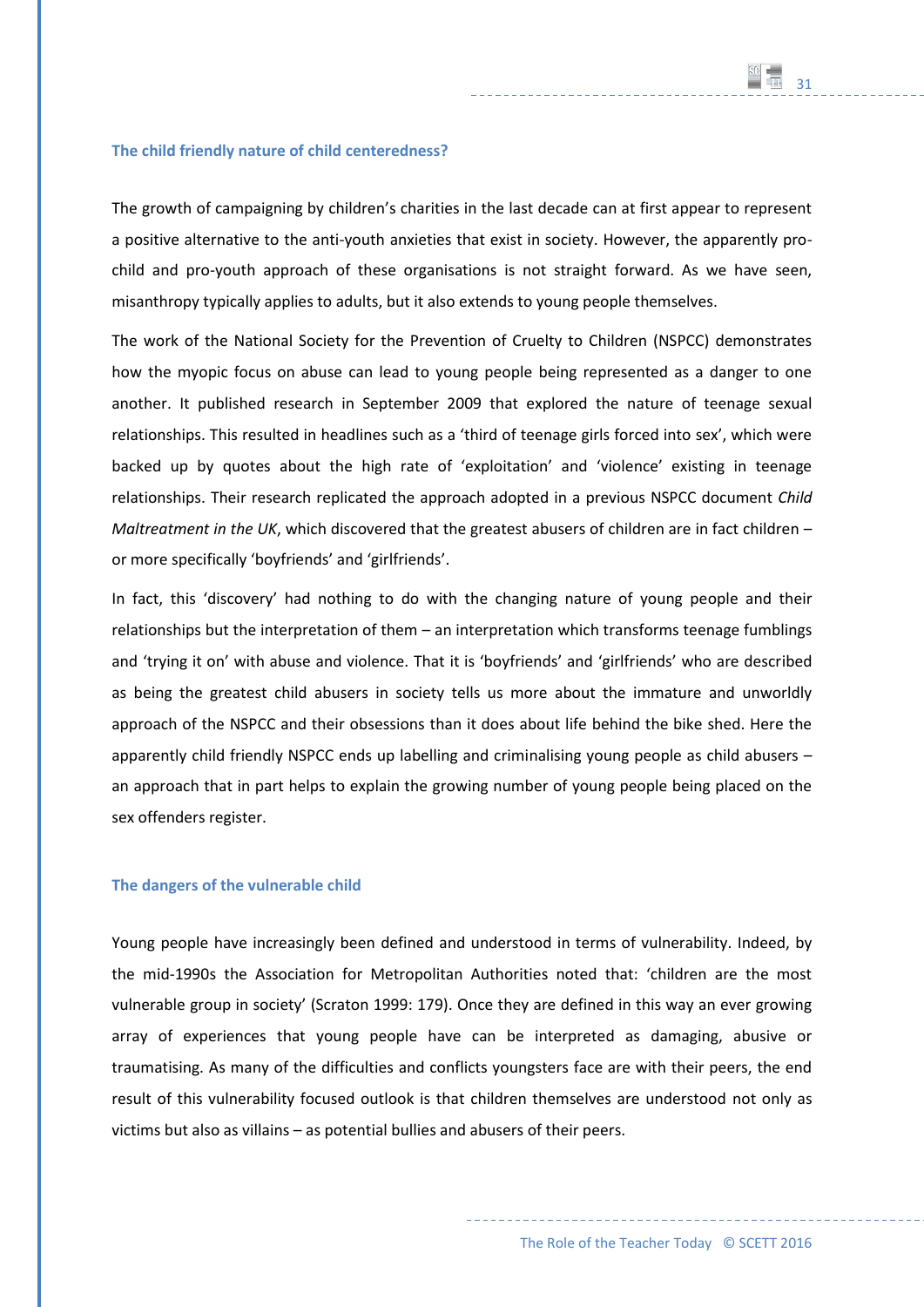### The child friendly nature of child centeredness?

The growth of campaigning by children's charities in the last decade can at first appear to represent a positive alternative to the anti-youth anxieties that exist in society. However, the apparently pro-child and pro-youth approach of these organisations is not straight forward. As we have seen, misanthropy typically applies to adults, but it also extends to young people themselves.

The work of the National Society for the Prevention of Cruelty to Children (NSPCC) demonstrates how the myopic focus on abuse can lead to young people being represented as a danger to one another. It published research in September 2009 that explored the nature of teenage sexual relationships. This resulted in headlines such as a 'third of teenage girls forced into sex', which were backed up by quotes about the high rate of 'exploitation' and 'violence' existing in teenage relationships. Their research replicated the approach adopted in a previous NSPCC document *Child Maltreatment in the UK*, which discovered that the greatest abusers of children are in fact children – or more specifically 'boyfriends' and 'girlfriends'.

In fact, this 'discovery' had nothing to do with the changing nature of young people and their relationships but the interpretation of them – an interpretation which transforms teenage fumblings and 'trying it on' with abuse and violence. That it is 'boyfriends' and 'girlfriends' who are described as being the greatest child abusers in society tells us more about the immature and unworldly approach of the NSPCC and their obsessions than it does about life behind the bike shed. Here the apparently child friendly NSPCC ends up labelling and criminalising young people as child abusers – an approach that in part helps to explain the growing number of young people being placed on the sex offenders register.

### The dangers of the vulnerable child

Young people have increasingly been defined and understood in terms of vulnerability. Indeed, by the mid-1990s the Association for Metropolitan Authorities noted that: 'children are the most vulnerable group in society' (Scraton 1999: 179). Once they are defined in this way an ever growing array of experiences that young people have can be interpreted as damaging, abusive or traumatising. As many of the difficulties and conflicts youngsters face are with their peers, the end result of this vulnerability focused outlook is that children themselves are understood not only as victims but also as villains – as potential bullies and abusers of their peers.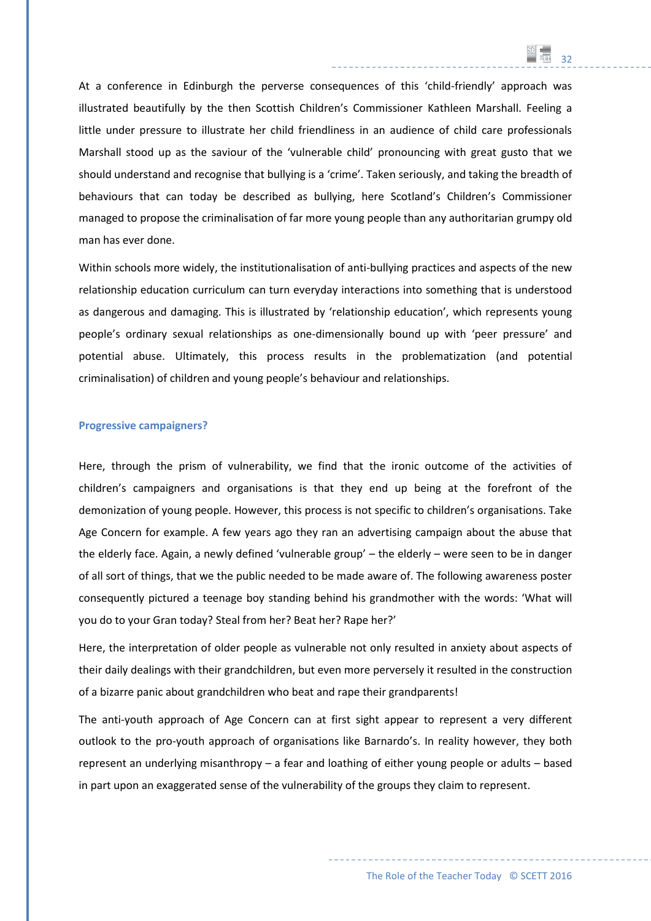At a conference in Edinburgh the perverse consequences of this 'child-friendly' approach was illustrated beautifully by the then Scottish Children's Commissioner Kathleen Marshall. Feeling a little under pressure to illustrate her child friendliness in an audience of child care professionals Marshall stood up as the saviour of the 'vulnerable child' pronouncing with great gusto that we should understand and recognise that bullying is a 'crime'. Taken seriously, and taking the breadth of behaviours that can today be described as bullying, here Scotland's Children's Commissioner managed to propose the criminalisation of far more young people than any authoritarian grumpy old man has ever done.

Within schools more widely, the institutionalisation of anti-bullying practices and aspects of the new relationship education curriculum can turn everyday interactions into something that is understood as dangerous and damaging. This is illustrated by 'relationship education', which represents young people's ordinary sexual relationships as one-dimensionally bound up with 'peer pressure' and potential abuse. Ultimately, this process results in the problematization (and potential criminalisation) of children and young people's behaviour and relationships.

### Progressive campaigners?

Here, through the prism of vulnerability, we find that the ironic outcome of the activities of children's campaigners and organisations is that they end up being at the forefront of the demonization of young people. However, this process is not specific to children's organisations. Take Age Concern for example. A few years ago they ran an advertising campaign about the abuse that the elderly face. Again, a newly defined 'vulnerable group' – the elderly – were seen to be in danger of all sort of things, that we the public needed to be made aware of. The following awareness poster consequently pictured a teenage boy standing behind his grandmother with the words: 'What will you do to your Gran today? Steal from her? Beat her? Rape her?'

Here, the interpretation of older people as vulnerable not only resulted in anxiety about aspects of their daily dealings with their grandchildren, but even more perversely it resulted in the construction of a bizarre panic about grandchildren who beat and rape their grandparents!

The anti-youth approach of Age Concern can at first sight appear to represent a very different outlook to the pro-youth approach of organisations like Barnardo's. In reality however, they both represent an underlying misanthropy – a fear and loathing of either young people or adults – based in part upon an exaggerated sense of the vulnerability of the groups they claim to represent.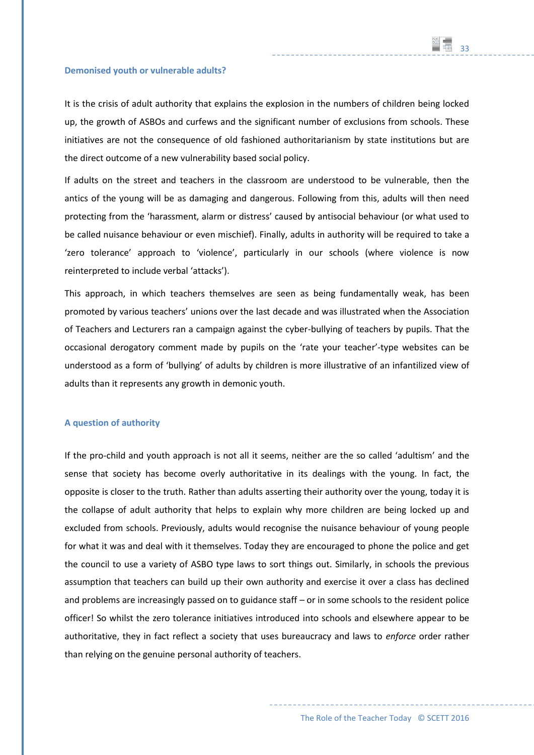## Demonised youth or vulnerable adults?

It is the crisis of adult authority that explains the explosion in the numbers of children being locked up, the growth of ASBOs and curfews and the significant number of exclusions from schools. These initiatives are not the consequence of old fashioned authoritarianism by state institutions but are the direct outcome of a new vulnerability based social policy.

If adults on the street and teachers in the classroom are understood to be vulnerable, then the antics of the young will be as damaging and dangerous. Following from this, adults will then need protecting from the 'harassment, alarm or distress' caused by antisocial behaviour (or what used to be called nuisance behaviour or even mischief). Finally, adults in authority will be required to take a 'zero tolerance' approach to 'violence', particularly in our schools (where violence is now reinterpreted to include verbal 'attacks').

This approach, in which teachers themselves are seen as being fundamentally weak, has been promoted by various teachers' unions over the last decade and was illustrated when the Association of Teachers and Lecturers ran a campaign against the cyber-bullying of teachers by pupils. That the occasional derogatory comment made by pupils on the 'rate your teacher'-type websites can be understood as a form of 'bullying' of adults by children is more illustrative of an infantilized view of adults than it represents any growth in demonic youth.

## A question of authority

If the pro-child and youth approach is not all it seems, neither are the so called 'adultism' and the sense that society has become overly authoritative in its dealings with the young. In fact, the opposite is closer to the truth. Rather than adults asserting their authority over the young, today it is the collapse of adult authority that helps to explain why more children are being locked up and excluded from schools. Previously, adults would recognise the nuisance behaviour of young people for what it was and deal with it themselves. Today they are encouraged to phone the police and get the council to use a variety of ASBO type laws to sort things out. Similarly, in schools the previous assumption that teachers can build up their own authority and exercise it over a class has declined and problems are increasingly passed on to guidance staff – or in some schools to the resident police officer! So whilst the zero tolerance initiatives introduced into schools and elsewhere appear to be authoritative, they in fact reflect a society that uses bureaucracy and laws to *enforce* order rather than relying on the genuine personal authority of teachers.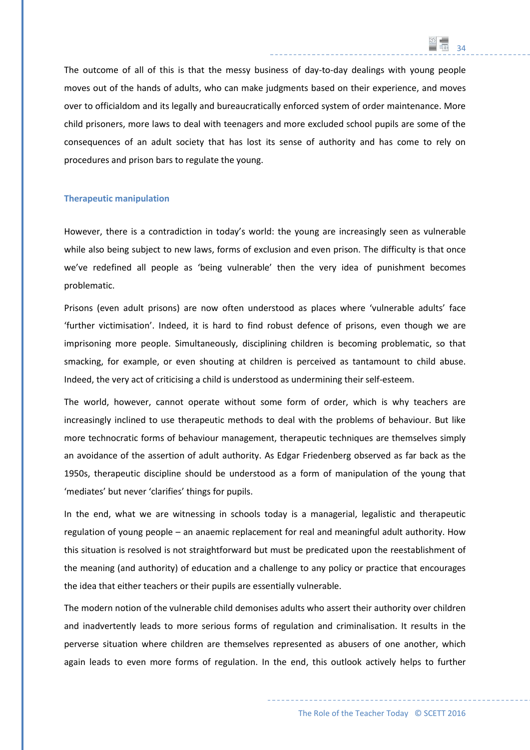The outcome of all of this is that the messy business of day-to-day dealings with young people moves out of the hands of adults, who can make judgments based on their experience, and moves over to officialdom and its legally and bureaucratically enforced system of order maintenance. More child prisoners, more laws to deal with teenagers and more excluded school pupils are some of the consequences of an adult society that has lost its sense of authority and has come to rely on procedures and prison bars to regulate the young.

### Therapeutic manipulation

However, there is a contradiction in today's world: the young are increasingly seen as vulnerable while also being subject to new laws, forms of exclusion and even prison. The difficulty is that once we've redefined all people as 'being vulnerable' then the very idea of punishment becomes problematic.

Prisons (even adult prisons) are now often understood as places where 'vulnerable adults' face 'further victimisation'. Indeed, it is hard to find robust defence of prisons, even though we are imprisoning more people. Simultaneously, disciplining children is becoming problematic, so that smacking, for example, or even shouting at children is perceived as tantamount to child abuse. Indeed, the very act of criticising a child is understood as undermining their self-esteem.

The world, however, cannot operate without some form of order, which is why teachers are increasingly inclined to use therapeutic methods to deal with the problems of behaviour. But like more technocratic forms of behaviour management, therapeutic techniques are themselves simply an avoidance of the assertion of adult authority. As Edgar Friedenberg observed as far back as the 1950s, therapeutic discipline should be understood as a form of manipulation of the young that 'mediates' but never 'clarifies' things for pupils.

In the end, what we are witnessing in schools today is a managerial, legalistic and therapeutic regulation of young people – an anaemic replacement for real and meaningful adult authority. How this situation is resolved is not straightforward but must be predicated upon the reestablishment of the meaning (and authority) of education and a challenge to any policy or practice that encourages the idea that either teachers or their pupils are essentially vulnerable.

The modern notion of the vulnerable child demonises adults who assert their authority over children and inadvertently leads to more serious forms of regulation and criminalisation. It results in the perverse situation where children are themselves represented as abusers of one another, which again leads to even more forms of regulation. In the end, this outlook actively helps to further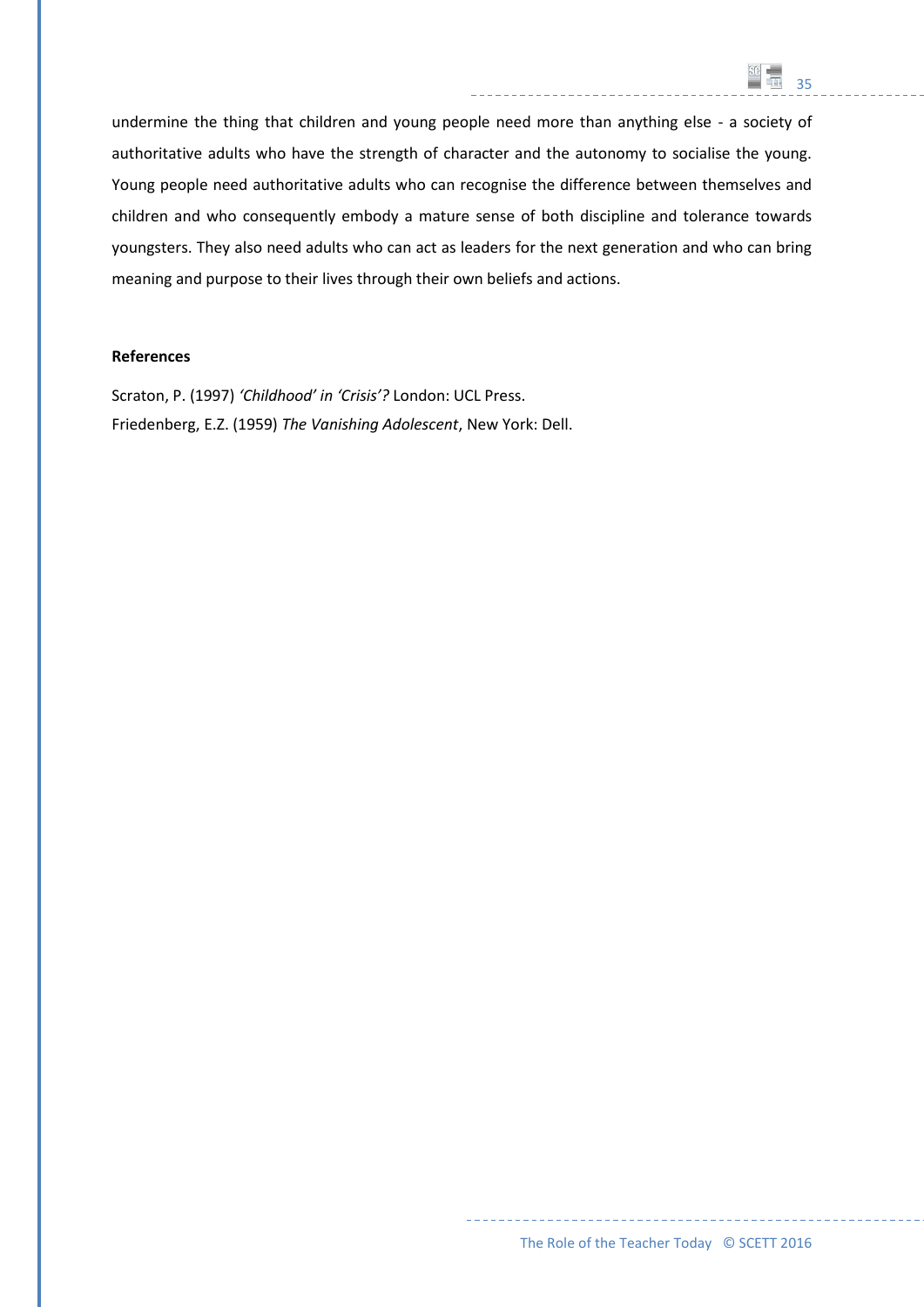undermine the thing that children and young people need more than anything else - a society of authoritative adults who have the strength of character and the autonomy to socialise the young. Young people need authoritative adults who can recognise the difference between themselves and children and who consequently embody a mature sense of both discipline and tolerance towards youngsters. They also need adults who can act as leaders for the next generation and who can bring meaning and purpose to their lives through their own beliefs and actions.

**References**

Scraton, P. (1997) *'Childhood' in 'Crisis'?* London: UCL Press.
Friedenberg, E.Z. (1959) *The Vanishing Adolescent*, New York: Dell.